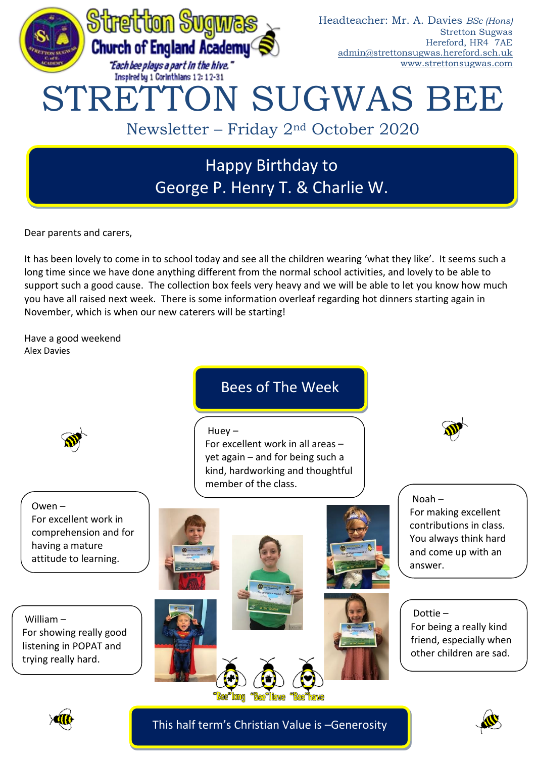Stretton Sugwas Church of England Academy

*"Each bee plays a part in the hive."*
Inspired by 1 Corinthians 12: 12-31

Headteacher: Mr. A. Davies *BSc (Hons)*
Stretton Sugwas
Hereford, HR4 7AE
admin@strettonsugwas.hereford.sch.uk
www.strettonsugwas.com

# STRETTON SUGWAS BEE

## Newsletter – Friday 2nd October 2020

**Happy Birthday to George P. Henry T. & Charlie W.**

Dear parents and carers,

It has been lovely to come in to school today and see all the children wearing 'what they like'. It seems such a long time since we have done anything different from the normal school activities, and lovely to be able to support such a good cause. The collection box feels very heavy and we will be able to let you know how much you have all raised next week. There is some information overleaf regarding hot dinners starting again in November, which is when our new caterers will be starting!

Have a good weekend
Alex Davies

## Bees of The Week

Huey – For excellent work in all areas – yet again – and for being such a kind, hardworking and thoughtful member of the class.

Owen – For excellent work in comprehension and for having a mature attitude to learning.

Noah – For making excellent contributions in class. You always think hard and come up with an answer.

William – For showing really good listening in POPAT and trying really hard.

Dottie – For being a really kind friend, especially when other children are sad.

"Bee"long "Bee"lieve "Bee"have

**This half term's Christian Value is –Generosity**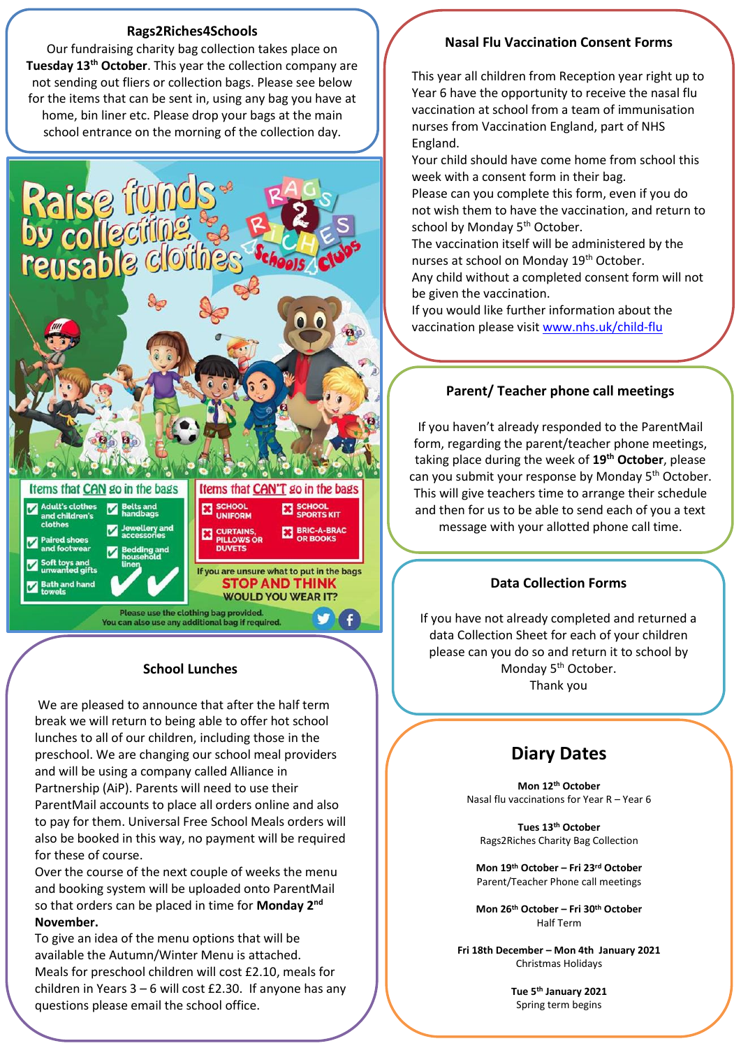## Rags2Riches4Schools

Our fundraising charity bag collection takes place on **Tuesday 13th October**. This year the collection company are not sending out fliers or collection bags. Please see below for the items that can be sent in, using any bag you have at home, bin liner etc. Please drop your bags at the main school entrance on the morning of the collection day.

Raise funds by collecting reusable clothes

RAGS 2 RICHES Schools Clubs

Items that CAN go in the bags

- Adult's clothes and children's clothes
- Belts and handbags
- Paired shoes and footwear
- Jewellery and accessories
- Soft toys and unwanted gifts
- Bedding and household linen
- Bath and hand towels

Items that CAN'T go in the bags

- SCHOOL UNIFORM
- SCHOOL SPORTS KIT
- CURTAINS, PILLOWS OR DUVETS
- BRIC-A-BRAC OR BOOKS

If you are unsure what to put in the bags

STOP AND THINK

WOULD YOU WEAR IT?

Please use the clothing bag provided.
You can also use any additional bag if required.

## School Lunches

We are pleased to announce that after the half term break we will return to being able to offer hot school lunches to all of our children, including those in the preschool. We are changing our school meal providers and will be using a company called Alliance in Partnership (AiP). Parents will need to use their ParentMail accounts to place all orders online and also to pay for them. Universal Free School Meals orders will also be booked in this way, no payment will be required for these of course.

Over the course of the next couple of weeks the menu and booking system will be uploaded onto ParentMail so that orders can be placed in time for **Monday 2nd November.**

To give an idea of the menu options that will be available the Autumn/Winter Menu is attached.

Meals for preschool children will cost £2.10, meals for children in Years 3 – 6 will cost £2.30. If anyone has any questions please email the school office.

## Nasal Flu Vaccination Consent Forms

This year all children from Reception year right up to Year 6 have the opportunity to receive the nasal flu vaccination at school from a team of immunisation nurses from Vaccination England, part of NHS England.

Your child should have come home from school this week with a consent form in their bag.

Please can you complete this form, even if you do not wish them to have the vaccination, and return to school by Monday 5th October.

The vaccination itself will be administered by the nurses at school on Monday 19th October.

Any child without a completed consent form will not be given the vaccination.

If you would like further information about the vaccination please visit www.nhs.uk/child-flu

## Parent/ Teacher phone call meetings

If you haven't already responded to the ParentMail form, regarding the parent/teacher phone meetings, taking place during the week of **19th October**, please can you submit your response by Monday 5th October. This will give teachers time to arrange their schedule and then for us to be able to send each of you a text message with your allotted phone call time.

## Data Collection Forms

If you have not already completed and returned a data Collection Sheet for each of your children please can you do so and return it to school by Monday 5th October.

Thank you

## Diary Dates

**Mon 12th October**
Nasal flu vaccinations for Year R – Year 6

**Tues 13th October**
Rags2Riches Charity Bag Collection

**Mon 19th October – Fri 23rd October**
Parent/Teacher Phone call meetings

**Mon 26th October – Fri 30th October**
Half Term

**Fri 18th December – Mon 4th January 2021**
Christmas Holidays

**Tue 5th January 2021**
Spring term begins